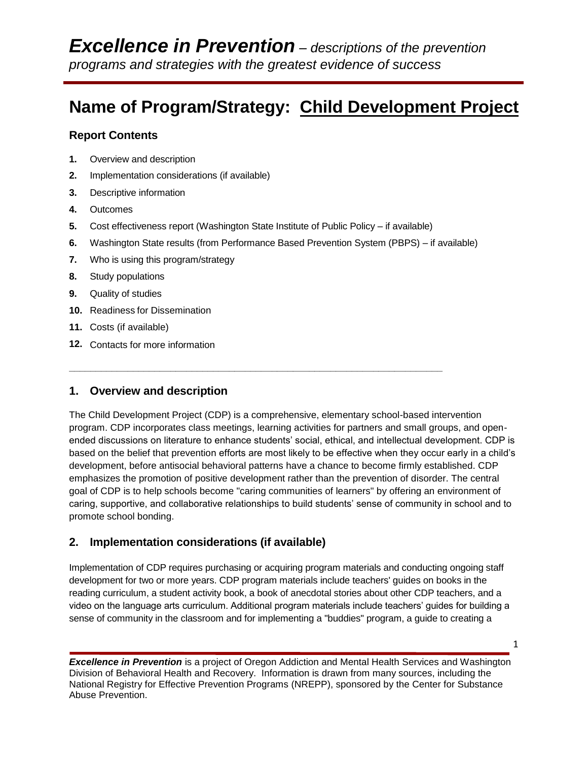# *Excellence in Prevention* – *descriptions of the prevention programs and strategies with the greatest evidence of success*

# Name of Program/Strategy: Child Development Project

### Report Contents

1. Overview and description
2. Implementation considerations (if available)
3. Descriptive information
4. Outcomes
5. Cost effectiveness report (Washington State Institute of Public Policy – if available)
6. Washington State results (from Performance Based Prevention System (PBPS) – if available)
7. Who is using this program/strategy
8. Study populations
9. Quality of studies
10. Readiness for Dissemination
11. Costs (if available)
12. Contacts for more information

---

## 1. Overview and description

The Child Development Project (CDP) is a comprehensive, elementary school-based intervention program. CDP incorporates class meetings, learning activities for partners and small groups, and open-ended discussions on literature to enhance students' social, ethical, and intellectual development. CDP is based on the belief that prevention efforts are most likely to be effective when they occur early in a child's development, before antisocial behavioral patterns have a chance to become firmly established. CDP emphasizes the promotion of positive development rather than the prevention of disorder. The central goal of CDP is to help schools become "caring communities of learners" by offering an environment of caring, supportive, and collaborative relationships to build students' sense of community in school and to promote school bonding.

## 2. Implementation considerations (if available)

Implementation of CDP requires purchasing or acquiring program materials and conducting ongoing staff development for two or more years. CDP program materials include teachers' guides on books in the reading curriculum, a student activity book, a book of anecdotal stories about other CDP teachers, and a video on the language arts curriculum. Additional program materials include teachers' guides for building a sense of community in the classroom and for implementing a "buddies" program, a guide to creating a

***Excellence in Prevention*** is a project of Oregon Addiction and Mental Health Services and Washington Division of Behavioral Health and Recovery. Information is drawn from many sources, including the National Registry for Effective Prevention Programs (NREPP), sponsored by the Center for Substance Abuse Prevention.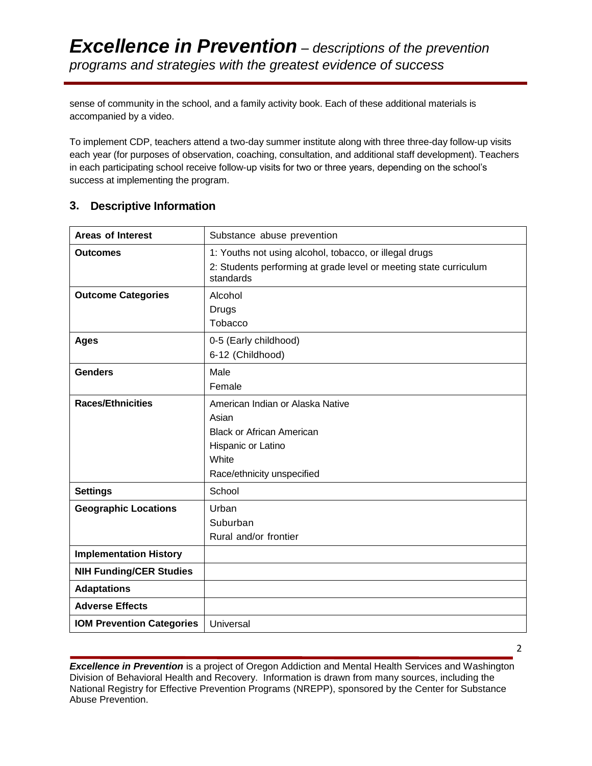sense of community in the school, and a family activity book. Each of these additional materials is accompanied by a video.

To implement CDP, teachers attend a two-day summer institute along with three three-day follow-up visits each year (for purposes of observation, coaching, consultation, and additional staff development). Teachers in each participating school receive follow-up visits for two or three years, depending on the school's success at implementing the program.

## 3. Descriptive Information

| | |
|---|---|
| **Areas of Interest** | Substance abuse prevention |
| **Outcomes** | 1: Youths not using alcohol, tobacco, or illegal drugs<br>2: Students performing at grade level or meeting state curriculum standards |
| **Outcome Categories** | Alcohol<br>Drugs<br>Tobacco |
| **Ages** | 0-5 (Early childhood)<br>6-12 (Childhood) |
| **Genders** | Male<br>Female |
| **Races/Ethnicities** | American Indian or Alaska Native<br>Asian<br>Black or African American<br>Hispanic or Latino<br>White<br>Race/ethnicity unspecified |
| **Settings** | School |
| **Geographic Locations** | Urban<br>Suburban<br>Rural and/or frontier |
| **Implementation History** | |
| **NIH Funding/CER Studies** | |
| **Adaptations** | |
| **Adverse Effects** | |
| **IOM Prevention Categories** | Universal |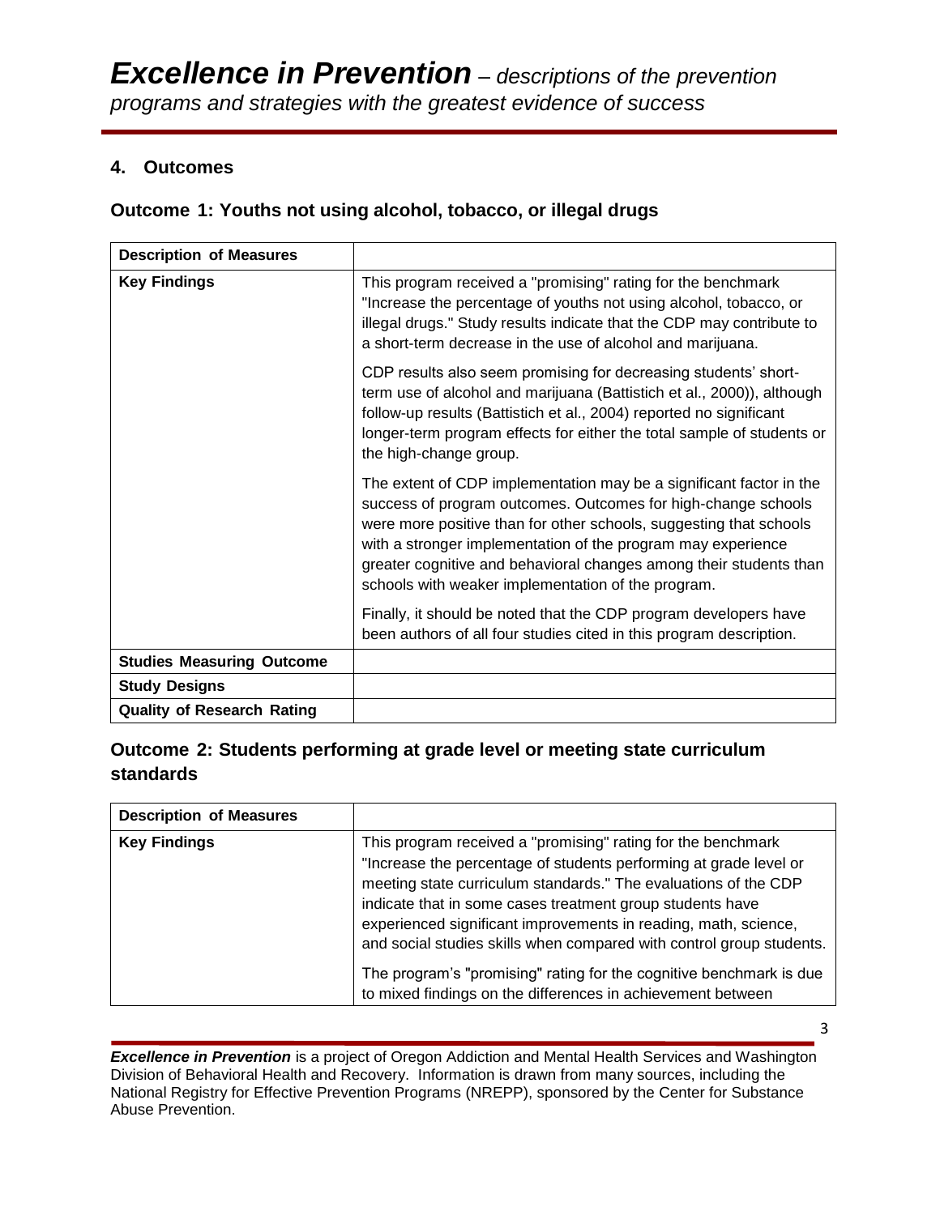## 4. Outcomes

### Outcome 1: Youths not using alcohol, tobacco, or illegal drugs

| Description of Measures | |
|---|---|
| **Key Findings** | This program received a "promising" rating for the benchmark "Increase the percentage of youths not using alcohol, tobacco, or illegal drugs." Study results indicate that the CDP may contribute to a short-term decrease in the use of alcohol and marijuana.<br><br>CDP results also seem promising for decreasing students' short-term use of alcohol and marijuana (Battistich et al., 2000)), although follow-up results (Battistich et al., 2004) reported no significant longer-term program effects for either the total sample of students or the high-change group.<br><br>The extent of CDP implementation may be a significant factor in the success of program outcomes. Outcomes for high-change schools were more positive than for other schools, suggesting that schools with a stronger implementation of the program may experience greater cognitive and behavioral changes among their students than schools with weaker implementation of the program.<br><br>Finally, it should be noted that the CDP program developers have been authors of all four studies cited in this program description. |
| **Studies Measuring Outcome** | |
| **Study Designs** | |
| **Quality of Research Rating** | |

### Outcome 2: Students performing at grade level or meeting state curriculum standards

| Description of Measures | |
|---|---|
| **Key Findings** | This program received a "promising" rating for the benchmark "Increase the percentage of students performing at grade level or meeting state curriculum standards." The evaluations of the CDP indicate that in some cases treatment group students have experienced significant improvements in reading, math, science, and social studies skills when compared with control group students.<br><br>The program's "promising" rating for the cognitive benchmark is due to mixed findings on the differences in achievement between |

***Excellence in Prevention*** is a project of Oregon Addiction and Mental Health Services and Washington Division of Behavioral Health and Recovery. Information is drawn from many sources, including the National Registry for Effective Prevention Programs (NREPP), sponsored by the Center for Substance Abuse Prevention.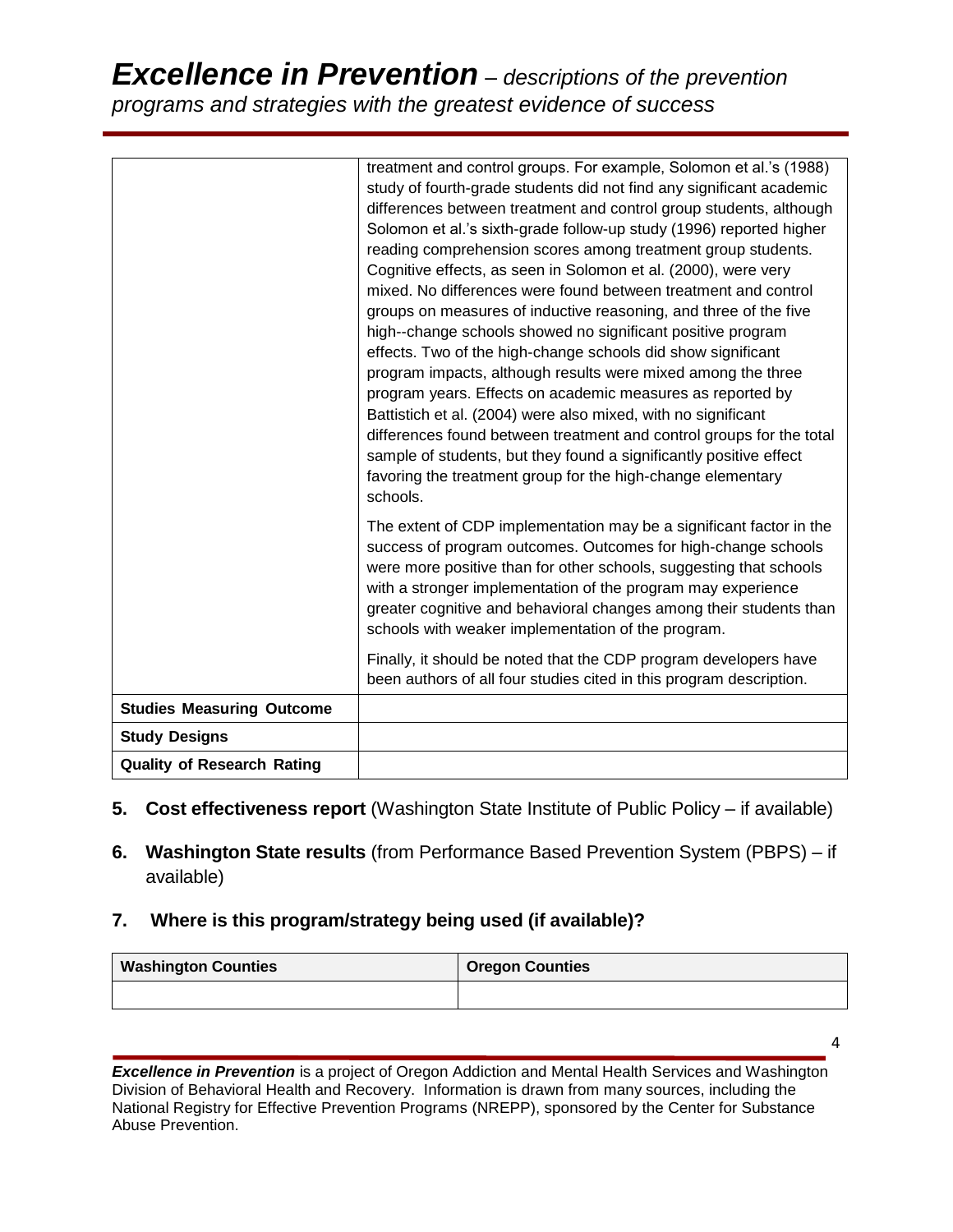| | |
|---|---|
| | treatment and control groups. For example, Solomon et al.'s (1988) study of fourth-grade students did not find any significant academic differences between treatment and control group students, although Solomon et al.'s sixth-grade follow-up study (1996) reported higher reading comprehension scores among treatment group students. Cognitive effects, as seen in Solomon et al. (2000), were very mixed. No differences were found between treatment and control groups on measures of inductive reasoning, and three of the five high--change schools showed no significant positive program effects. Two of the high-change schools did show significant program impacts, although results were mixed among the three program years. Effects on academic measures as reported by Battistich et al. (2004) were also mixed, with no significant differences found between treatment and control groups for the total sample of students, but they found a significantly positive effect favoring the treatment group for the high-change elementary schools.<br><br>The extent of CDP implementation may be a significant factor in the success of program outcomes. Outcomes for high-change schools were more positive than for other schools, suggesting that schools with a stronger implementation of the program may experience greater cognitive and behavioral changes among their students than schools with weaker implementation of the program.<br><br>Finally, it should be noted that the CDP program developers have been authors of all four studies cited in this program description. |
| **Studies Measuring Outcome** | |
| **Study Designs** | |
| **Quality of Research Rating** | |

5. **Cost effectiveness report** (Washington State Institute of Public Policy – if available)

6. **Washington State results** (from Performance Based Prevention System (PBPS) – if available)

7. **Where is this program/strategy being used (if available)?**

| Washington Counties | Oregon Counties |
|---|---|
| | |

***Excellence in Prevention*** is a project of Oregon Addiction and Mental Health Services and Washington Division of Behavioral Health and Recovery. Information is drawn from many sources, including the National Registry for Effective Prevention Programs (NREPP), sponsored by the Center for Substance Abuse Prevention.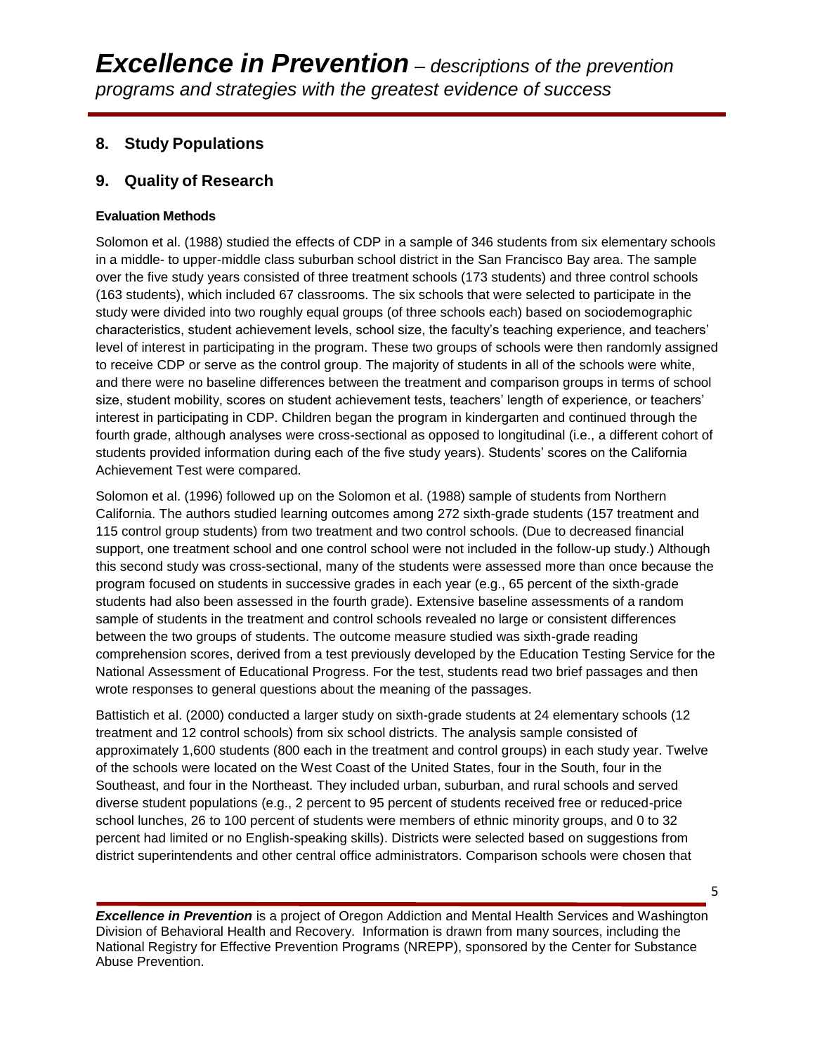## 8. Study Populations

## 9. Quality of Research

### Evaluation Methods

Solomon et al. (1988) studied the effects of CDP in a sample of 346 students from six elementary schools in a middle- to upper-middle class suburban school district in the San Francisco Bay area. The sample over the five study years consisted of three treatment schools (173 students) and three control schools (163 students), which included 67 classrooms. The six schools that were selected to participate in the study were divided into two roughly equal groups (of three schools each) based on sociodemographic characteristics, student achievement levels, school size, the faculty's teaching experience, and teachers' level of interest in participating in the program. These two groups of schools were then randomly assigned to receive CDP or serve as the control group. The majority of students in all of the schools were white, and there were no baseline differences between the treatment and comparison groups in terms of school size, student mobility, scores on student achievement tests, teachers' length of experience, or teachers' interest in participating in CDP. Children began the program in kindergarten and continued through the fourth grade, although analyses were cross-sectional as opposed to longitudinal (i.e., a different cohort of students provided information during each of the five study years). Students' scores on the California Achievement Test were compared.

Solomon et al. (1996) followed up on the Solomon et al. (1988) sample of students from Northern California. The authors studied learning outcomes among 272 sixth-grade students (157 treatment and 115 control group students) from two treatment and two control schools. (Due to decreased financial support, one treatment school and one control school were not included in the follow-up study.) Although this second study was cross-sectional, many of the students were assessed more than once because the program focused on students in successive grades in each year (e.g., 65 percent of the sixth-grade students had also been assessed in the fourth grade). Extensive baseline assessments of a random sample of students in the treatment and control schools revealed no large or consistent differences between the two groups of students. The outcome measure studied was sixth-grade reading comprehension scores, derived from a test previously developed by the Education Testing Service for the National Assessment of Educational Progress. For the test, students read two brief passages and then wrote responses to general questions about the meaning of the passages.

Battistich et al. (2000) conducted a larger study on sixth-grade students at 24 elementary schools (12 treatment and 12 control schools) from six school districts. The analysis sample consisted of approximately 1,600 students (800 each in the treatment and control groups) in each study year. Twelve of the schools were located on the West Coast of the United States, four in the South, four in the Southeast, and four in the Northeast. They included urban, suburban, and rural schools and served diverse student populations (e.g., 2 percent to 95 percent of students received free or reduced-price school lunches, 26 to 100 percent of students were members of ethnic minority groups, and 0 to 32 percent had limited or no English-speaking skills). Districts were selected based on suggestions from district superintendents and other central office administrators. Comparison schools were chosen that

*Excellence in Prevention* is a project of Oregon Addiction and Mental Health Services and Washington Division of Behavioral Health and Recovery. Information is drawn from many sources, including the National Registry for Effective Prevention Programs (NREPP), sponsored by the Center for Substance Abuse Prevention.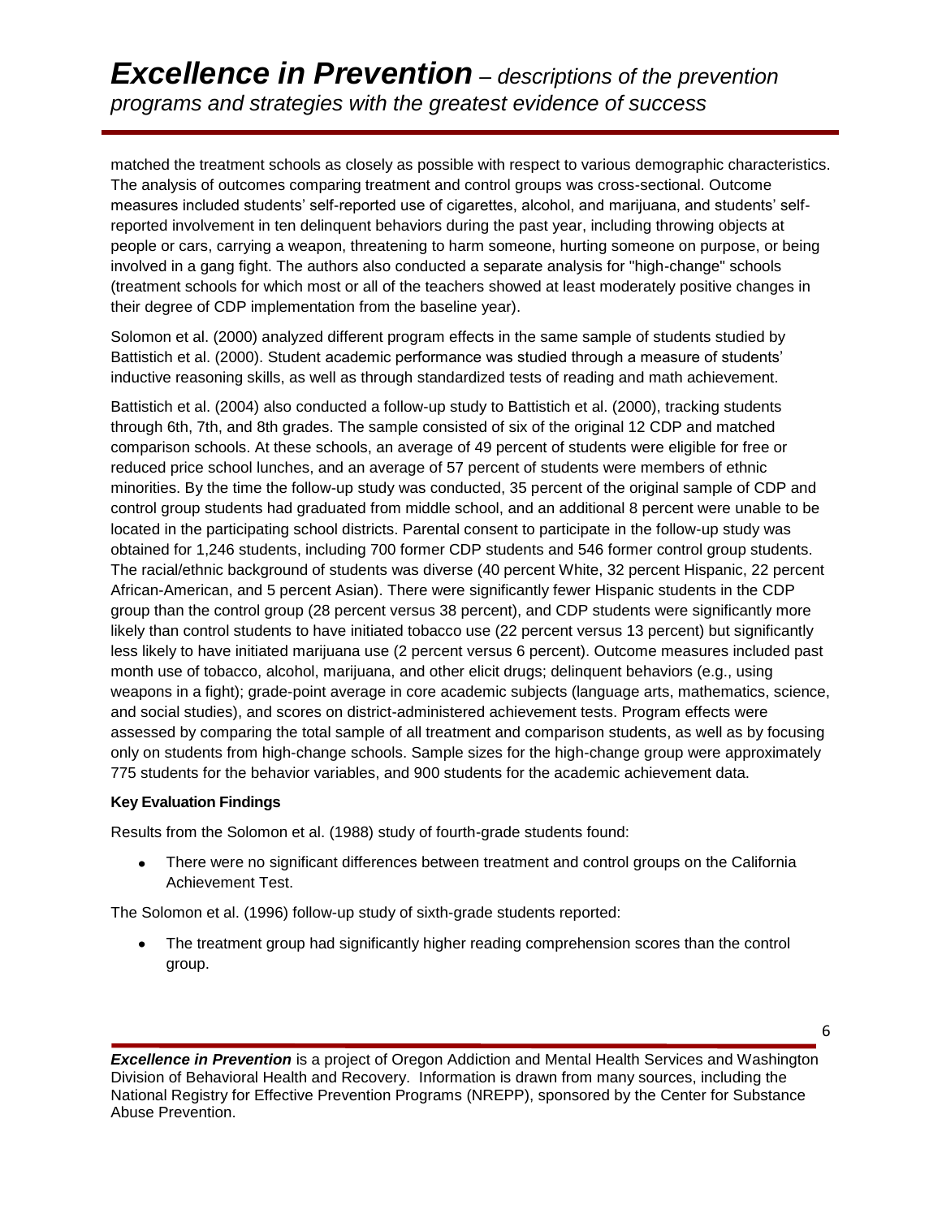matched the treatment schools as closely as possible with respect to various demographic characteristics. The analysis of outcomes comparing treatment and control groups was cross-sectional. Outcome measures included students' self-reported use of cigarettes, alcohol, and marijuana, and students' self-reported involvement in ten delinquent behaviors during the past year, including throwing objects at people or cars, carrying a weapon, threatening to harm someone, hurting someone on purpose, or being involved in a gang fight. The authors also conducted a separate analysis for "high-change" schools (treatment schools for which most or all of the teachers showed at least moderately positive changes in their degree of CDP implementation from the baseline year).

Solomon et al. (2000) analyzed different program effects in the same sample of students studied by Battistich et al. (2000). Student academic performance was studied through a measure of students' inductive reasoning skills, as well as through standardized tests of reading and math achievement.

Battistich et al. (2004) also conducted a follow-up study to Battistich et al. (2000), tracking students through 6th, 7th, and 8th grades. The sample consisted of six of the original 12 CDP and matched comparison schools. At these schools, an average of 49 percent of students were eligible for free or reduced price school lunches, and an average of 57 percent of students were members of ethnic minorities. By the time the follow-up study was conducted, 35 percent of the original sample of CDP and control group students had graduated from middle school, and an additional 8 percent were unable to be located in the participating school districts. Parental consent to participate in the follow-up study was obtained for 1,246 students, including 700 former CDP students and 546 former control group students. The racial/ethnic background of students was diverse (40 percent White, 32 percent Hispanic, 22 percent African-American, and 5 percent Asian). There were significantly fewer Hispanic students in the CDP group than the control group (28 percent versus 38 percent), and CDP students were significantly more likely than control students to have initiated tobacco use (22 percent versus 13 percent) but significantly less likely to have initiated marijuana use (2 percent versus 6 percent). Outcome measures included past month use of tobacco, alcohol, marijuana, and other elicit drugs; delinquent behaviors (e.g., using weapons in a fight); grade-point average in core academic subjects (language arts, mathematics, science, and social studies), and scores on district-administered achievement tests. Program effects were assessed by comparing the total sample of all treatment and comparison students, as well as by focusing only on students from high-change schools. Sample sizes for the high-change group were approximately 775 students for the behavior variables, and 900 students for the academic achievement data.

**Key Evaluation Findings**

Results from the Solomon et al. (1988) study of fourth-grade students found:

- There were no significant differences between treatment and control groups on the California Achievement Test.

The Solomon et al. (1996) follow-up study of sixth-grade students reported:

- The treatment group had significantly higher reading comprehension scores than the control group.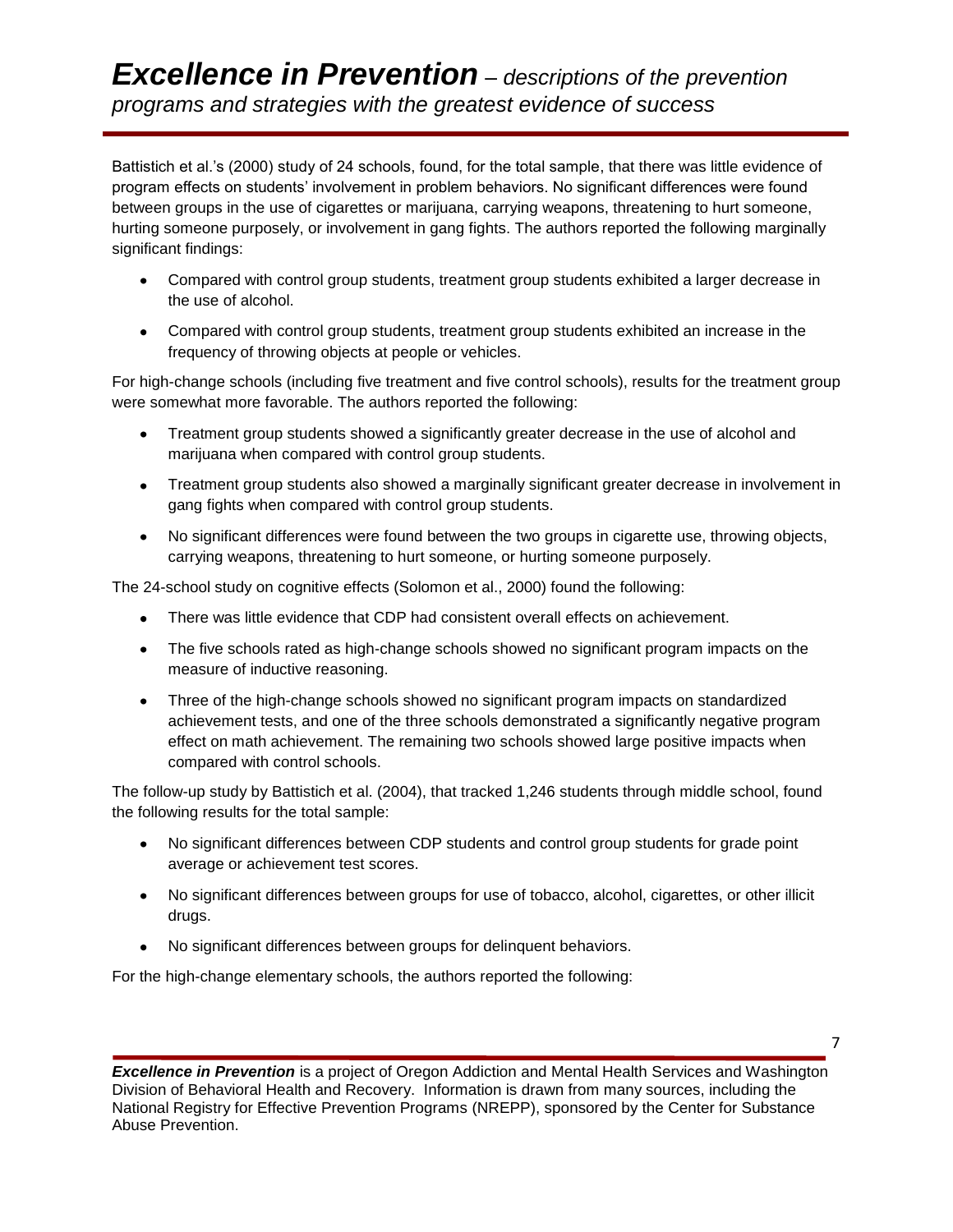Battistich et al.'s (2000) study of 24 schools, found, for the total sample, that there was little evidence of program effects on students' involvement in problem behaviors. No significant differences were found between groups in the use of cigarettes or marijuana, carrying weapons, threatening to hurt someone, hurting someone purposely, or involvement in gang fights. The authors reported the following marginally significant findings:

- Compared with control group students, treatment group students exhibited a larger decrease in the use of alcohol.
- Compared with control group students, treatment group students exhibited an increase in the frequency of throwing objects at people or vehicles.

For high-change schools (including five treatment and five control schools), results for the treatment group were somewhat more favorable. The authors reported the following:

- Treatment group students showed a significantly greater decrease in the use of alcohol and marijuana when compared with control group students.
- Treatment group students also showed a marginally significant greater decrease in involvement in gang fights when compared with control group students.
- No significant differences were found between the two groups in cigarette use, throwing objects, carrying weapons, threatening to hurt someone, or hurting someone purposely.

The 24-school study on cognitive effects (Solomon et al., 2000) found the following:

- There was little evidence that CDP had consistent overall effects on achievement.
- The five schools rated as high-change schools showed no significant program impacts on the measure of inductive reasoning.
- Three of the high-change schools showed no significant program impacts on standardized achievement tests, and one of the three schools demonstrated a significantly negative program effect on math achievement. The remaining two schools showed large positive impacts when compared with control schools.

The follow-up study by Battistich et al. (2004), that tracked 1,246 students through middle school, found the following results for the total sample:

- No significant differences between CDP students and control group students for grade point average or achievement test scores.
- No significant differences between groups for use of tobacco, alcohol, cigarettes, or other illicit drugs.
- No significant differences between groups for delinquent behaviors.

For the high-change elementary schools, the authors reported the following: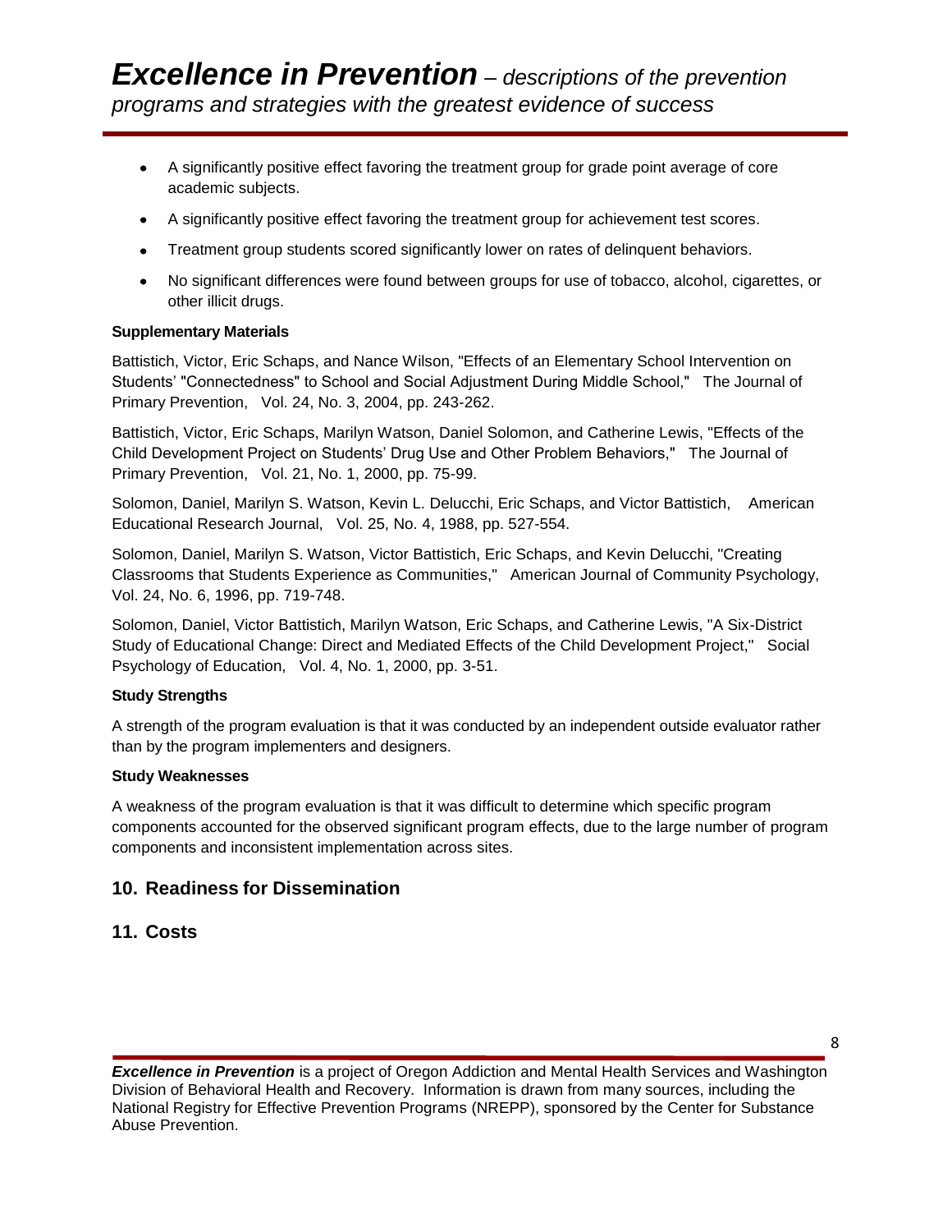- A significantly positive effect favoring the treatment group for grade point average of core academic subjects.
- A significantly positive effect favoring the treatment group for achievement test scores.
- Treatment group students scored significantly lower on rates of delinquent behaviors.
- No significant differences were found between groups for use of tobacco, alcohol, cigarettes, or other illicit drugs.

**Supplementary Materials**

Battistich, Victor, Eric Schaps, and Nance Wilson, "Effects of an Elementary School Intervention on Students' "Connectedness" to School and Social Adjustment During Middle School," The Journal of Primary Prevention, Vol. 24, No. 3, 2004, pp. 243-262.

Battistich, Victor, Eric Schaps, Marilyn Watson, Daniel Solomon, and Catherine Lewis, "Effects of the Child Development Project on Students' Drug Use and Other Problem Behaviors," The Journal of Primary Prevention, Vol. 21, No. 1, 2000, pp. 75-99.

Solomon, Daniel, Marilyn S. Watson, Kevin L. Delucchi, Eric Schaps, and Victor Battistich, American Educational Research Journal, Vol. 25, No. 4, 1988, pp. 527-554.

Solomon, Daniel, Marilyn S. Watson, Victor Battistich, Eric Schaps, and Kevin Delucchi, "Creating Classrooms that Students Experience as Communities," American Journal of Community Psychology, Vol. 24, No. 6, 1996, pp. 719-748.

Solomon, Daniel, Victor Battistich, Marilyn Watson, Eric Schaps, and Catherine Lewis, "A Six-District Study of Educational Change: Direct and Mediated Effects of the Child Development Project," Social Psychology of Education, Vol. 4, No. 1, 2000, pp. 3-51.

**Study Strengths**

A strength of the program evaluation is that it was conducted by an independent outside evaluator rather than by the program implementers and designers.

**Study Weaknesses**

A weakness of the program evaluation is that it was difficult to determine which specific program components accounted for the observed significant program effects, due to the large number of program components and inconsistent implementation across sites.

## 10. Readiness for Dissemination

## 11. Costs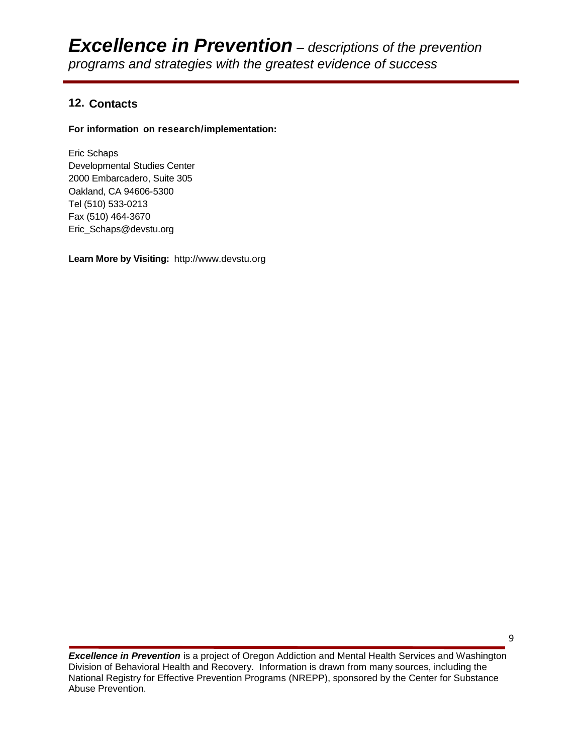## 12. Contacts

**For information on research/implementation:**

Eric Schaps
Developmental Studies Center
2000 Embarcadero, Suite 305
Oakland, CA 94606-5300
Tel (510) 533-0213
Fax (510) 464-3670
Eric_Schaps@devstu.org

**Learn More by Visiting:** http://www.devstu.org